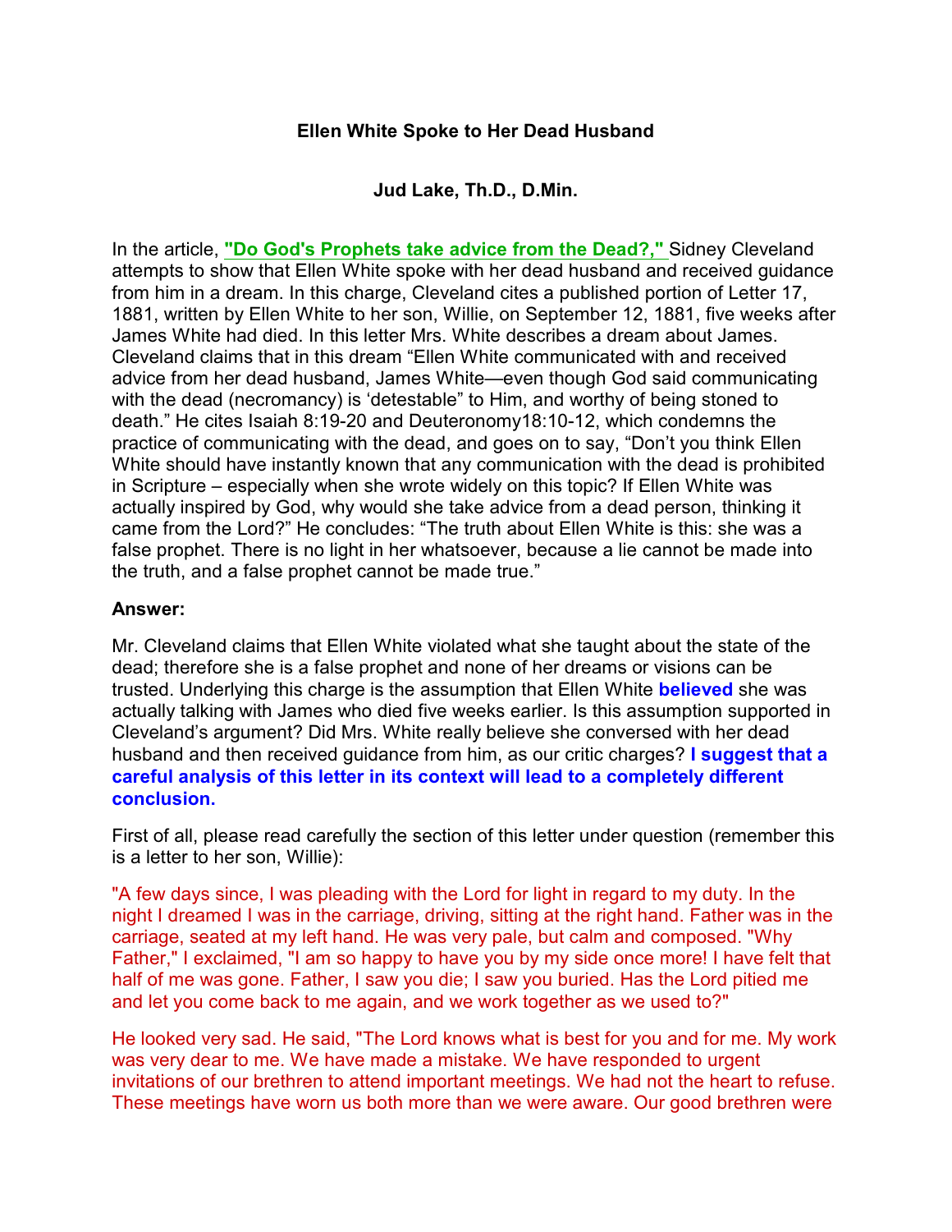**Ellen White Spoke to Her Dead Husband**

**Jud Lake, Th.D., D.Min.**

In the article, **"Do God's Prophets take advice from the Dead?,"** Sidney Cleveland attempts to show that Ellen White spoke with her dead husband and received guidance from him in a dream. In this charge, Cleveland cites a published portion of Letter 17, 1881, written by Ellen White to her son, Willie, on September 12, 1881, five weeks after James White had died. In this letter Mrs. White describes a dream about James. Cleveland claims that in this dream "Ellen White communicated with and received advice from her dead husband, James White—even though God said communicating with the dead (necromancy) is 'detestable" to Him, and worthy of being stoned to death." He cites Isaiah 8:19-20 and Deuteronomy18:10-12, which condemns the practice of communicating with the dead, and goes on to say, "Don't you think Ellen White should have instantly known that any communication with the dead is prohibited in Scripture – especially when she wrote widely on this topic? If Ellen White was actually inspired by God, why would she take advice from a dead person, thinking it came from the Lord?" He concludes: "The truth about Ellen White is this: she was a false prophet. There is no light in her whatsoever, because a lie cannot be made into the truth, and a false prophet cannot be made true."

**Answer:**

Mr. Cleveland claims that Ellen White violated what she taught about the state of the dead; therefore she is a false prophet and none of her dreams or visions can be trusted. Underlying this charge is the assumption that Ellen White **believed** she was actually talking with James who died five weeks earlier. Is this assumption supported in Cleveland's argument? Did Mrs. White really believe she conversed with her dead husband and then received guidance from him, as our critic charges? **I suggest that a careful analysis of this letter in its context will lead to a completely different conclusion.**

First of all, please read carefully the section of this letter under question (remember this is a letter to her son, Willie):

"A few days since, I was pleading with the Lord for light in regard to my duty. In the night I dreamed I was in the carriage, driving, sitting at the right hand. Father was in the carriage, seated at my left hand. He was very pale, but calm and composed. "Why Father," I exclaimed, "I am so happy to have you by my side once more! I have felt that half of me was gone. Father, I saw you die; I saw you buried. Has the Lord pitied me and let you come back to me again, and we work together as we used to?"

He looked very sad. He said, "The Lord knows what is best for you and for me. My work was very dear to me. We have made a mistake. We have responded to urgent invitations of our brethren to attend important meetings. We had not the heart to refuse. These meetings have worn us both more than we were aware. Our good brethren were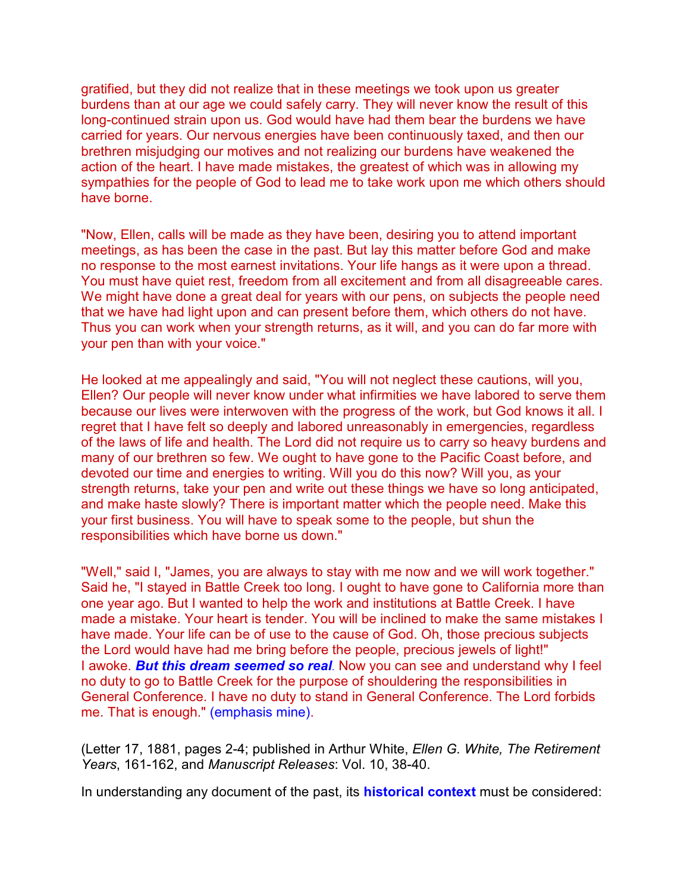gratified, but they did not realize that in these meetings we took upon us greater burdens than at our age we could safely carry. They will never know the result of this long-continued strain upon us. God would have had them bear the burdens we have carried for years. Our nervous energies have been continuously taxed, and then our brethren misjudging our motives and not realizing our burdens have weakened the action of the heart. I have made mistakes, the greatest of which was in allowing my sympathies for the people of God to lead me to take work upon me which others should have borne.

"Now, Ellen, calls will be made as they have been, desiring you to attend important meetings, as has been the case in the past. But lay this matter before God and make no response to the most earnest invitations. Your life hangs as it were upon a thread. You must have quiet rest, freedom from all excitement and from all disagreeable cares. We might have done a great deal for years with our pens, on subjects the people need that we have had light upon and can present before them, which others do not have. Thus you can work when your strength returns, as it will, and you can do far more with your pen than with your voice."

He looked at me appealingly and said, "You will not neglect these cautions, will you, Ellen? Our people will never know under what infirmities we have labored to serve them because our lives were interwoven with the progress of the work, but God knows it all. I regret that I have felt so deeply and labored unreasonably in emergencies, regardless of the laws of life and health. The Lord did not require us to carry so heavy burdens and many of our brethren so few. We ought to have gone to the Pacific Coast before, and devoted our time and energies to writing. Will you do this now? Will you, as your strength returns, take your pen and write out these things we have so long anticipated, and make haste slowly? There is important matter which the people need. Make this your first business. You will have to speak some to the people, but shun the responsibilities which have borne us down."

"Well," said I, "James, you are always to stay with me now and we will work together." Said he, "I stayed in Battle Creek too long. I ought to have gone to California more than one year ago. But I wanted to help the work and institutions at Battle Creek. I have made a mistake. Your heart is tender. You will be inclined to make the same mistakes I have made. Your life can be of use to the cause of God. Oh, those precious subjects the Lord would have had me bring before the people, precious jewels of light!" I awoke. ***But this dream seemed so real***. Now you can see and understand why I feel no duty to go to Battle Creek for the purpose of shouldering the responsibilities in General Conference. I have no duty to stand in General Conference. The Lord forbids me. That is enough." (emphasis mine).

(Letter 17, 1881, pages 2-4; published in Arthur White, *Ellen G. White, The Retirement Years*, 161-162, and *Manuscript Releases*: Vol. 10, 38-40.

In understanding any document of the past, its **historical context** must be considered: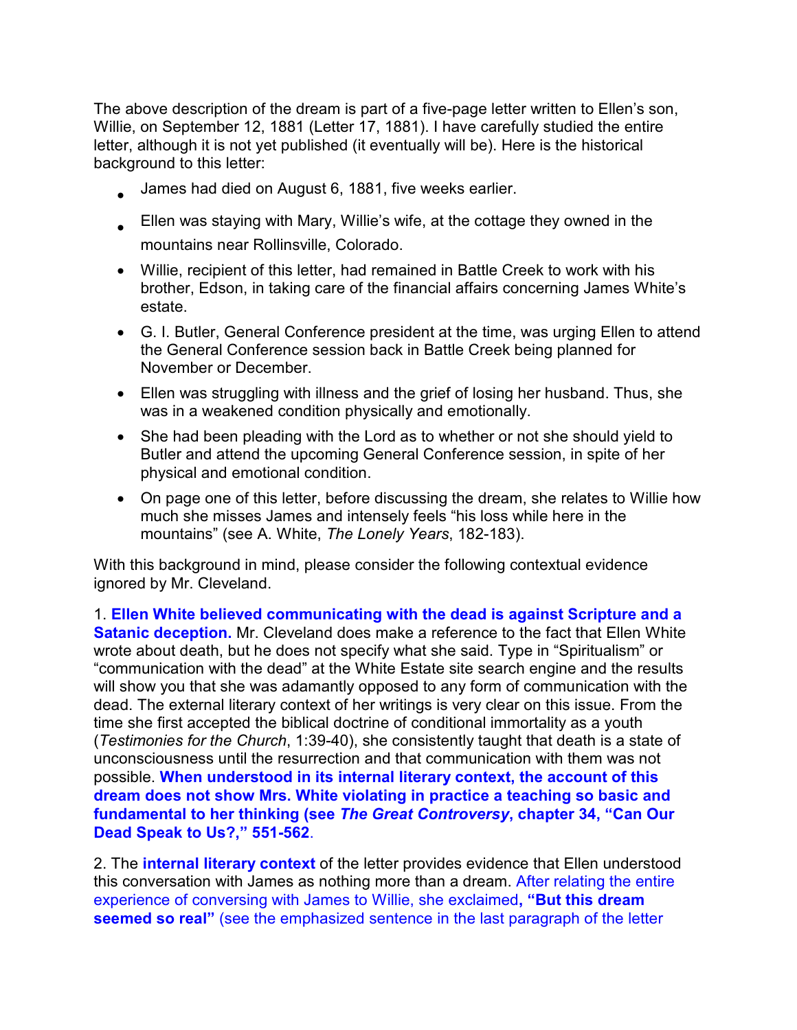The above description of the dream is part of a five-page letter written to Ellen's son, Willie, on September 12, 1881 (Letter 17, 1881). I have carefully studied the entire letter, although it is not yet published (it eventually will be). Here is the historical background to this letter:

- James had died on August 6, 1881, five weeks earlier.
- Ellen was staying with Mary, Willie's wife, at the cottage they owned in the mountains near Rollinsville, Colorado.
- Willie, recipient of this letter, had remained in Battle Creek to work with his brother, Edson, in taking care of the financial affairs concerning James White's estate.
- G. I. Butler, General Conference president at the time, was urging Ellen to attend the General Conference session back in Battle Creek being planned for November or December.
- Ellen was struggling with illness and the grief of losing her husband. Thus, she was in a weakened condition physically and emotionally.
- She had been pleading with the Lord as to whether or not she should yield to Butler and attend the upcoming General Conference session, in spite of her physical and emotional condition.
- On page one of this letter, before discussing the dream, she relates to Willie how much she misses James and intensely feels "his loss while here in the mountains" (see A. White, *The Lonely Years*, 182-183).

With this background in mind, please consider the following contextual evidence ignored by Mr. Cleveland.

1. **Ellen White believed communicating with the dead is against Scripture and a Satanic deception.** Mr. Cleveland does make a reference to the fact that Ellen White wrote about death, but he does not specify what she said. Type in "Spiritualism" or "communication with the dead" at the White Estate site search engine and the results will show you that she was adamantly opposed to any form of communication with the dead. The external literary context of her writings is very clear on this issue. From the time she first accepted the biblical doctrine of conditional immortality as a youth (*Testimonies for the Church*, 1:39-40), she consistently taught that death is a state of unconsciousness until the resurrection and that communication with them was not possible. **When understood in its internal literary context, the account of this dream does not show Mrs. White violating in practice a teaching so basic and fundamental to her thinking (see *The Great Controversy*, chapter 34, "Can Our Dead Speak to Us?," 551-562**.

2. The **internal literary context** of the letter provides evidence that Ellen understood this conversation with James as nothing more than a dream. After relating the entire experience of conversing with James to Willie, she exclaimed**, "But this dream seemed so real"** (see the emphasized sentence in the last paragraph of the letter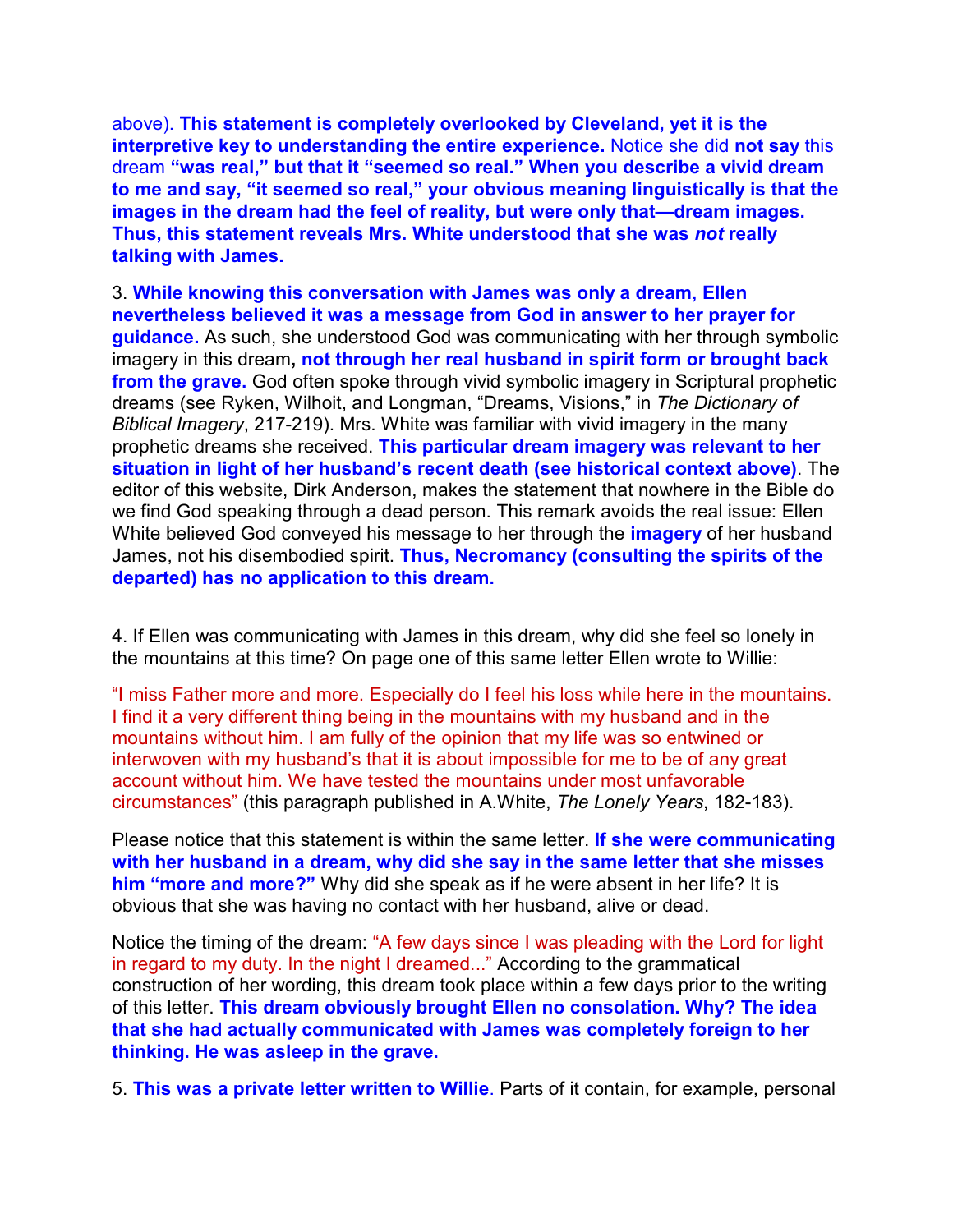above). **This statement is completely overlooked by Cleveland, yet it is the interpretive key to understanding the entire experience.** Notice she did **not say** this dream **"was real," but that it "seemed so real." When you describe a vivid dream to me and say, "it seemed so real," your obvious meaning linguistically is that the images in the dream had the feel of reality, but were only that—dream images. Thus, this statement reveals Mrs. White understood that she was *not* really talking with James.**

3. **While knowing this conversation with James was only a dream, Ellen nevertheless believed it was a message from God in answer to her prayer for guidance.** As such, she understood God was communicating with her through symbolic imagery in this dream**, not through her real husband in spirit form or brought back from the grave.** God often spoke through vivid symbolic imagery in Scriptural prophetic dreams (see Ryken, Wilhoit, and Longman, "Dreams, Visions," in *The Dictionary of Biblical Imagery*, 217-219). Mrs. White was familiar with vivid imagery in the many prophetic dreams she received. **This particular dream imagery was relevant to her situation in light of her husband's recent death (see historical context above)**. The editor of this website, Dirk Anderson, makes the statement that nowhere in the Bible do we find God speaking through a dead person. This remark avoids the real issue: Ellen White believed God conveyed his message to her through the **imagery** of her husband James, not his disembodied spirit. **Thus, Necromancy (consulting the spirits of the departed) has no application to this dream.**

4. If Ellen was communicating with James in this dream, why did she feel so lonely in the mountains at this time? On page one of this same letter Ellen wrote to Willie:

"I miss Father more and more. Especially do I feel his loss while here in the mountains. I find it a very different thing being in the mountains with my husband and in the mountains without him. I am fully of the opinion that my life was so entwined or interwoven with my husband's that it is about impossible for me to be of any great account without him. We have tested the mountains under most unfavorable circumstances" (this paragraph published in A.White, *The Lonely Years*, 182-183).

Please notice that this statement is within the same letter. **If she were communicating with her husband in a dream, why did she say in the same letter that she misses him "more and more?"** Why did she speak as if he were absent in her life? It is obvious that she was having no contact with her husband, alive or dead.

Notice the timing of the dream: "A few days since I was pleading with the Lord for light in regard to my duty. In the night I dreamed..." According to the grammatical construction of her wording, this dream took place within a few days prior to the writing of this letter. **This dream obviously brought Ellen no consolation. Why? The idea that she had actually communicated with James was completely foreign to her thinking. He was asleep in the grave.**

5. **This was a private letter written to Willie**. Parts of it contain, for example, personal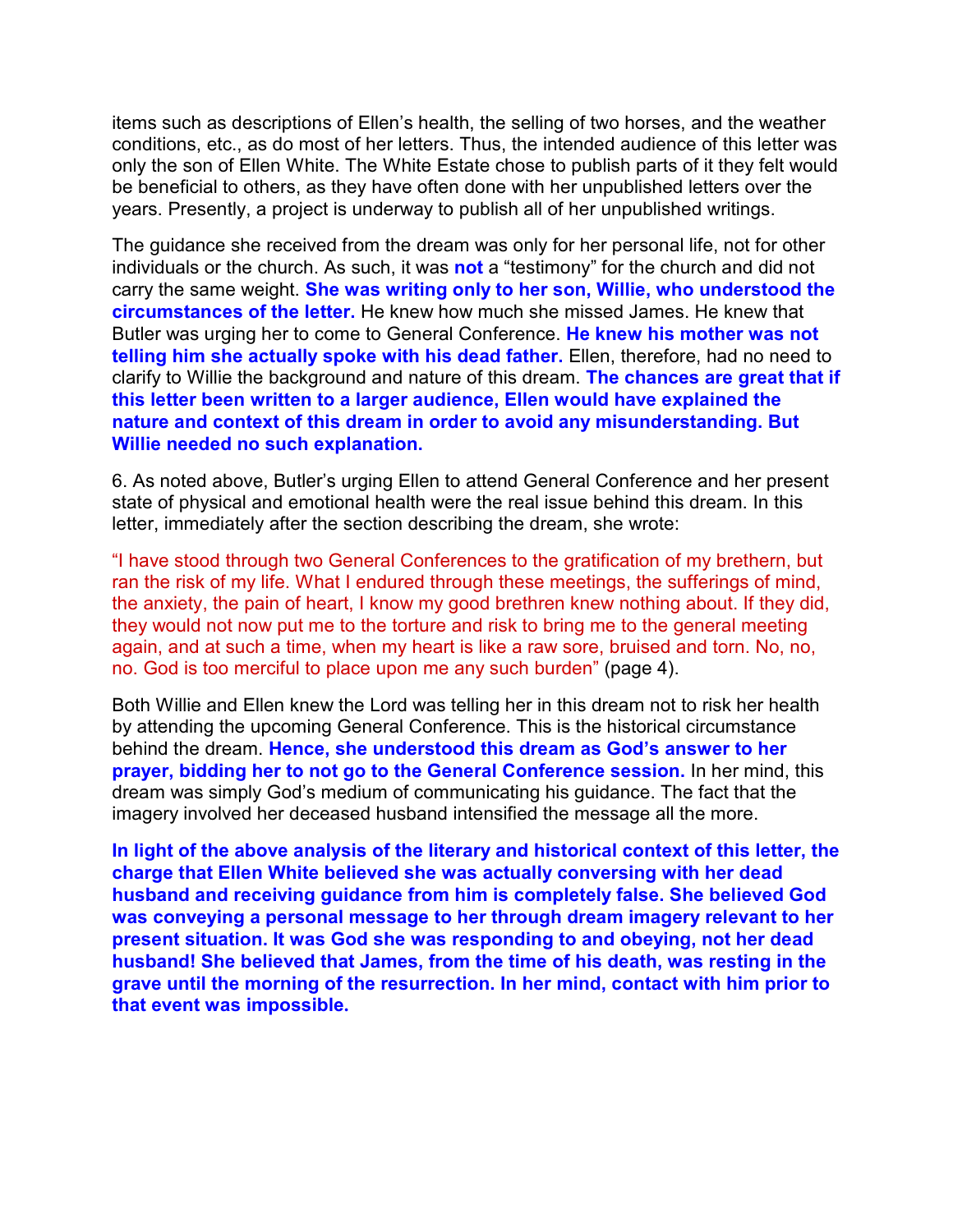items such as descriptions of Ellen's health, the selling of two horses, and the weather conditions, etc., as do most of her letters. Thus, the intended audience of this letter was only the son of Ellen White. The White Estate chose to publish parts of it they felt would be beneficial to others, as they have often done with her unpublished letters over the years. Presently, a project is underway to publish all of her unpublished writings.

The guidance she received from the dream was only for her personal life, not for other individuals or the church. As such, it was **not** a "testimony" for the church and did not carry the same weight. **She was writing only to her son, Willie, who understood the circumstances of the letter.** He knew how much she missed James. He knew that Butler was urging her to come to General Conference. **He knew his mother was not telling him she actually spoke with his dead father.** Ellen, therefore, had no need to clarify to Willie the background and nature of this dream. **The chances are great that if this letter been written to a larger audience, Ellen would have explained the nature and context of this dream in order to avoid any misunderstanding. But Willie needed no such explanation.**

6. As noted above, Butler's urging Ellen to attend General Conference and her present state of physical and emotional health were the real issue behind this dream. In this letter, immediately after the section describing the dream, she wrote:

"I have stood through two General Conferences to the gratification of my brethern, but ran the risk of my life. What I endured through these meetings, the sufferings of mind, the anxiety, the pain of heart, I know my good brethren knew nothing about. If they did, they would not now put me to the torture and risk to bring me to the general meeting again, and at such a time, when my heart is like a raw sore, bruised and torn. No, no, no. God is too merciful to place upon me any such burden" (page 4).

Both Willie and Ellen knew the Lord was telling her in this dream not to risk her health by attending the upcoming General Conference. This is the historical circumstance behind the dream. **Hence, she understood this dream as God's answer to her prayer, bidding her to not go to the General Conference session.** In her mind, this dream was simply God's medium of communicating his guidance. The fact that the imagery involved her deceased husband intensified the message all the more.

**In light of the above analysis of the literary and historical context of this letter, the charge that Ellen White believed she was actually conversing with her dead husband and receiving guidance from him is completely false. She believed God was conveying a personal message to her through dream imagery relevant to her present situation. It was God she was responding to and obeying, not her dead husband! She believed that James, from the time of his death, was resting in the grave until the morning of the resurrection. In her mind, contact with him prior to that event was impossible.**